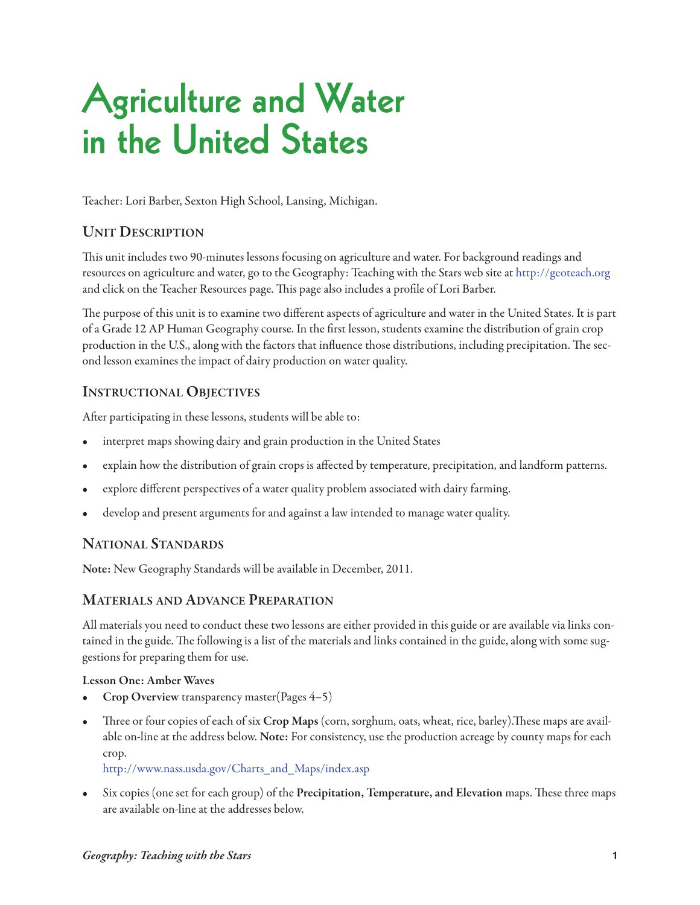# Agriculture and Water in the United States

Teacher: Lori Barber, Sexton High School, Lansing, Michigan.

## Unit Description

This unit includes two 90-minutes lessons focusing on agriculture and water. For background readings and resources on agriculture and water, go to the Geography: Teaching with the Stars web site at http://geoteach.org and click on the Teacher Resources page. This page also includes a profile of Lori Barber.

The purpose of this unit is to examine two different aspects of agriculture and water in the United States. It is part of a Grade 12 AP Human Geography course. In the first lesson, students examine the distribution of grain crop production in the U.S., along with the factors that influence those distributions, including precipitation. The second lesson examines the impact of dairy production on water quality.

## Instructional Objectives

After participating in these lessons, students will be able to:

- interpret maps showing dairy and grain production in the United States
- explain how the distribution of grain crops is affected by temperature, precipitation, and landform patterns.
- explore different perspectives of a water quality problem associated with dairy farming.
- develop and present arguments for and against a law intended to manage water quality.

## National Standards

**Note:** New Geography Standards will be available in December, 2011.

## Materials and Advance Preparation

All materials you need to conduct these two lessons are either provided in this guide or are available via links contained in the guide. The following is a list of the materials and links contained in the guide, along with some suggestions for preparing them for use.

**Lesson One: Amber Waves**

- **Crop Overview** transparency master(Pages 4–5)
- Three or four copies of each of six **Crop Maps** (corn, sorghum, oats, wheat, rice, barley).These maps are available on-line at the address below. **Note:** For consistency, use the production acreage by county maps for each crop.
  http://www.nass.usda.gov/Charts_and_Maps/index.asp
- Six copies (one set for each group) of the **Precipitation, Temperature, and Elevation** maps. These three maps are available on-line at the addresses below.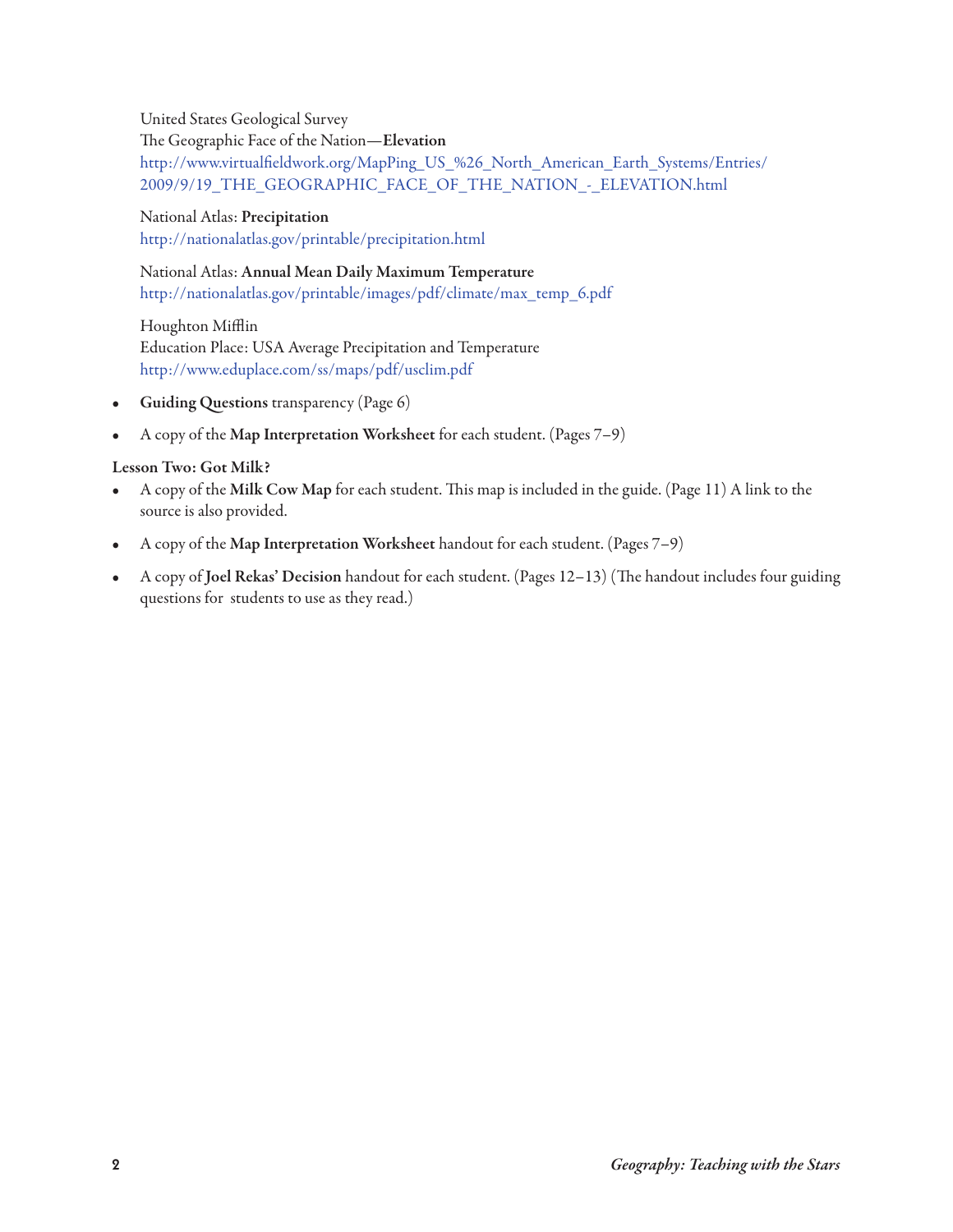United States Geological Survey
The Geographic Face of the Nation—**Elevation**
http://www.virtualfieldwork.org/MapPing_US_%26_North_American_Earth_Systems/Entries/2009/9/19_THE_GEOGRAPHIC_FACE_OF_THE_NATION_-_ELEVATION.html

National Atlas: **Precipitation**
http://nationalatlas.gov/printable/precipitation.html

National Atlas: **Annual Mean Daily Maximum Temperature**
http://nationalatlas.gov/printable/images/pdf/climate/max_temp_6.pdf

Houghton Mifflin
Education Place: USA Average Precipitation and Temperature
http://www.eduplace.com/ss/maps/pdf/usclim.pdf

- **Guiding Questions** transparency (Page 6)
- A copy of the **Map Interpretation Worksheet** for each student. (Pages 7–9)

**Lesson Two: Got Milk?**

- A copy of the **Milk Cow Map** for each student. This map is included in the guide. (Page 11) A link to the source is also provided.
- A copy of the **Map Interpretation Worksheet** handout for each student. (Pages 7–9)
- A copy of **Joel Rekas' Decision** handout for each student. (Pages 12–13) (The handout includes four guiding questions for students to use as they read.)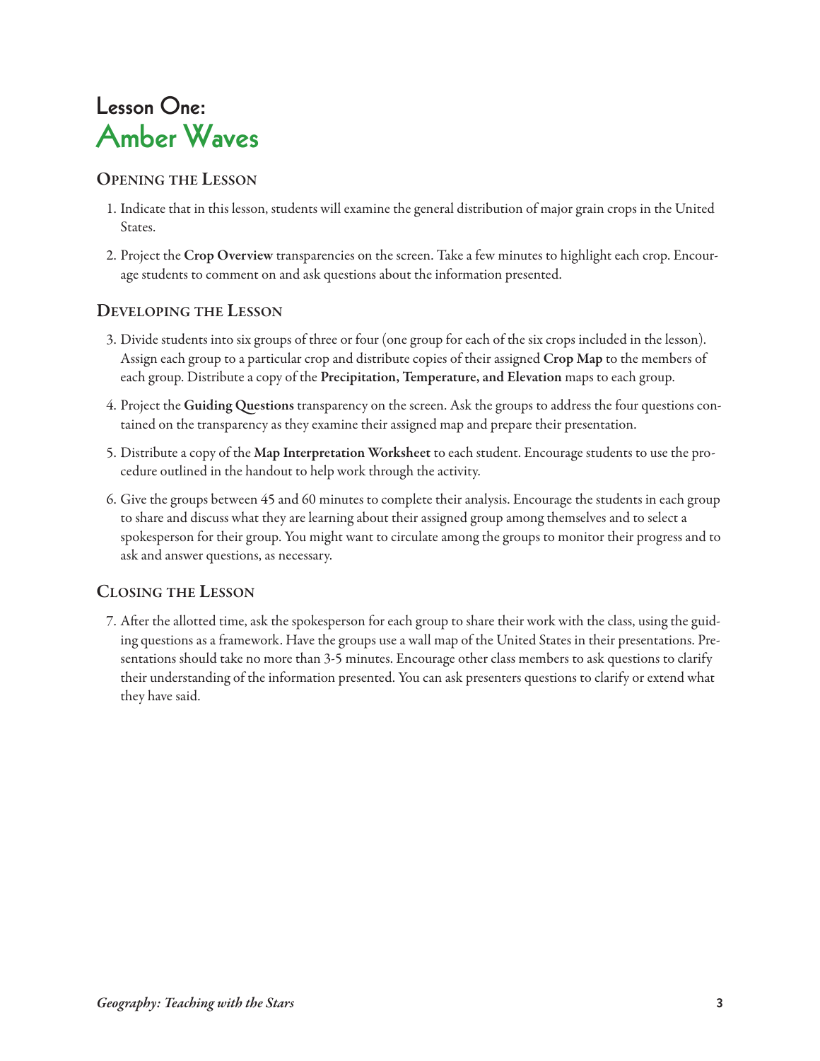# Lesson One:
# Amber Waves

## Opening the Lesson

1. Indicate that in this lesson, students will examine the general distribution of major grain crops in the United States.

2. Project the **Crop Overview** transparencies on the screen. Take a few minutes to highlight each crop. Encourage students to comment on and ask questions about the information presented.

## Developing the Lesson

3. Divide students into six groups of three or four (one group for each of the six crops included in the lesson). Assign each group to a particular crop and distribute copies of their assigned **Crop Map** to the members of each group. Distribute a copy of the **Precipitation, Temperature, and Elevation** maps to each group.

4. Project the **Guiding Questions** transparency on the screen. Ask the groups to address the four questions contained on the transparency as they examine their assigned map and prepare their presentation.

5. Distribute a copy of the **Map Interpretation Worksheet** to each student. Encourage students to use the procedure outlined in the handout to help work through the activity.

6. Give the groups between 45 and 60 minutes to complete their analysis. Encourage the students in each group to share and discuss what they are learning about their assigned group among themselves and to select a spokesperson for their group. You might want to circulate among the groups to monitor their progress and to ask and answer questions, as necessary.

## Closing the Lesson

7. After the allotted time, ask the spokesperson for each group to share their work with the class, using the guiding questions as a framework. Have the groups use a wall map of the United States in their presentations. Presentations should take no more than 3-5 minutes. Encourage other class members to ask questions to clarify their understanding of the information presented. You can ask presenters questions to clarify or extend what they have said.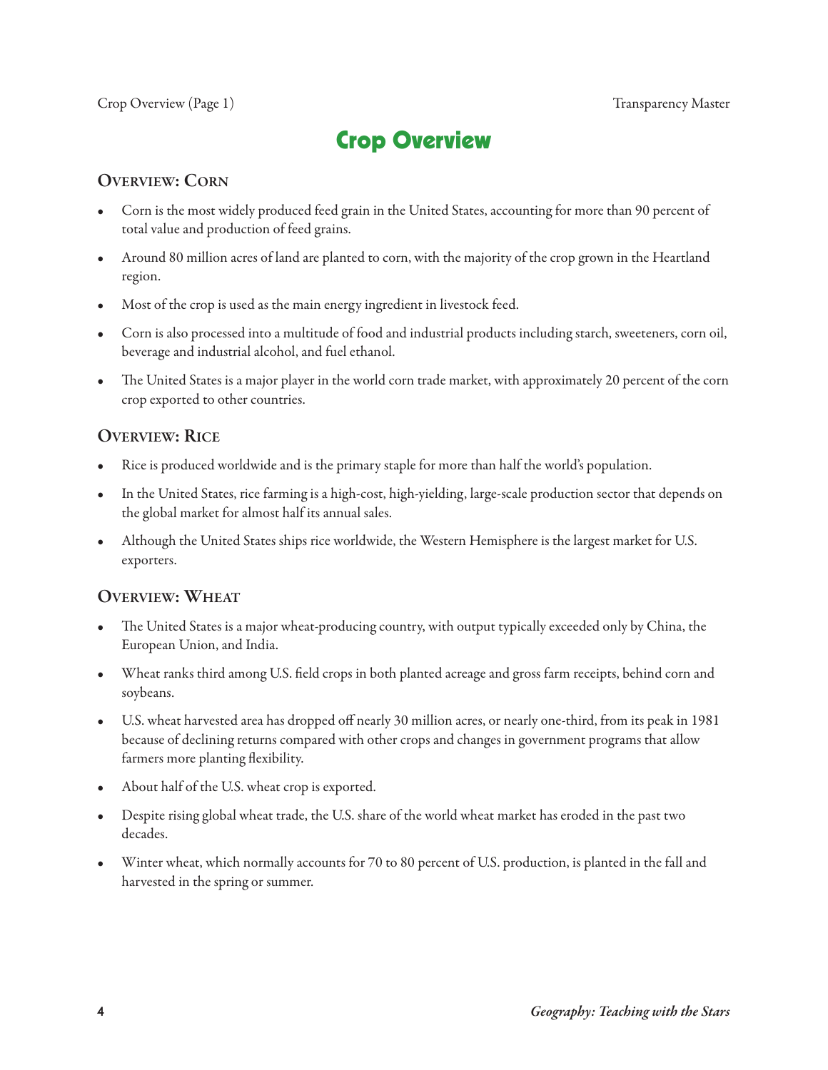# Crop Overview

## Overview: Corn

- Corn is the most widely produced feed grain in the United States, accounting for more than 90 percent of total value and production of feed grains.
- Around 80 million acres of land are planted to corn, with the majority of the crop grown in the Heartland region.
- Most of the crop is used as the main energy ingredient in livestock feed.
- Corn is also processed into a multitude of food and industrial products including starch, sweeteners, corn oil, beverage and industrial alcohol, and fuel ethanol.
- The United States is a major player in the world corn trade market, with approximately 20 percent of the corn crop exported to other countries.

## Overview: Rice

- Rice is produced worldwide and is the primary staple for more than half the world's population.
- In the United States, rice farming is a high-cost, high-yielding, large-scale production sector that depends on the global market for almost half its annual sales.
- Although the United States ships rice worldwide, the Western Hemisphere is the largest market for U.S. exporters.

## Overview: Wheat

- The United States is a major wheat-producing country, with output typically exceeded only by China, the European Union, and India.
- Wheat ranks third among U.S. field crops in both planted acreage and gross farm receipts, behind corn and soybeans.
- U.S. wheat harvested area has dropped off nearly 30 million acres, or nearly one-third, from its peak in 1981 because of declining returns compared with other crops and changes in government programs that allow farmers more planting flexibility.
- About half of the U.S. wheat crop is exported.
- Despite rising global wheat trade, the U.S. share of the world wheat market has eroded in the past two decades.
- Winter wheat, which normally accounts for 70 to 80 percent of U.S. production, is planted in the fall and harvested in the spring or summer.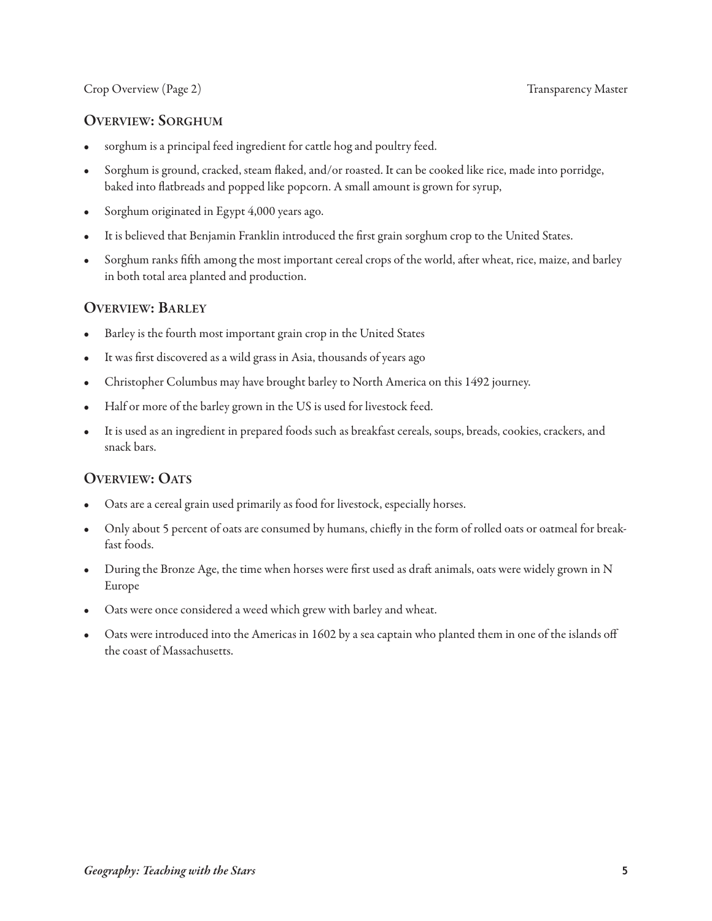## Overview: Sorghum

- sorghum is a principal feed ingredient for cattle hog and poultry feed.
- Sorghum is ground, cracked, steam flaked, and/or roasted. It can be cooked like rice, made into porridge, baked into flatbreads and popped like popcorn. A small amount is grown for syrup,
- Sorghum originated in Egypt 4,000 years ago.
- It is believed that Benjamin Franklin introduced the first grain sorghum crop to the United States.
- Sorghum ranks fifth among the most important cereal crops of the world, after wheat, rice, maize, and barley in both total area planted and production.

## Overview: Barley

- Barley is the fourth most important grain crop in the United States
- It was first discovered as a wild grass in Asia, thousands of years ago
- Christopher Columbus may have brought barley to North America on this 1492 journey.
- Half or more of the barley grown in the US is used for livestock feed.
- It is used as an ingredient in prepared foods such as breakfast cereals, soups, breads, cookies, crackers, and snack bars.

## Overview: Oats

- Oats are a cereal grain used primarily as food for livestock, especially horses.
- Only about 5 percent of oats are consumed by humans, chiefly in the form of rolled oats or oatmeal for breakfast foods.
- During the Bronze Age, the time when horses were first used as draft animals, oats were widely grown in N Europe
- Oats were once considered a weed which grew with barley and wheat.
- Oats were introduced into the Americas in 1602 by a sea captain who planted them in one of the islands off the coast of Massachusetts.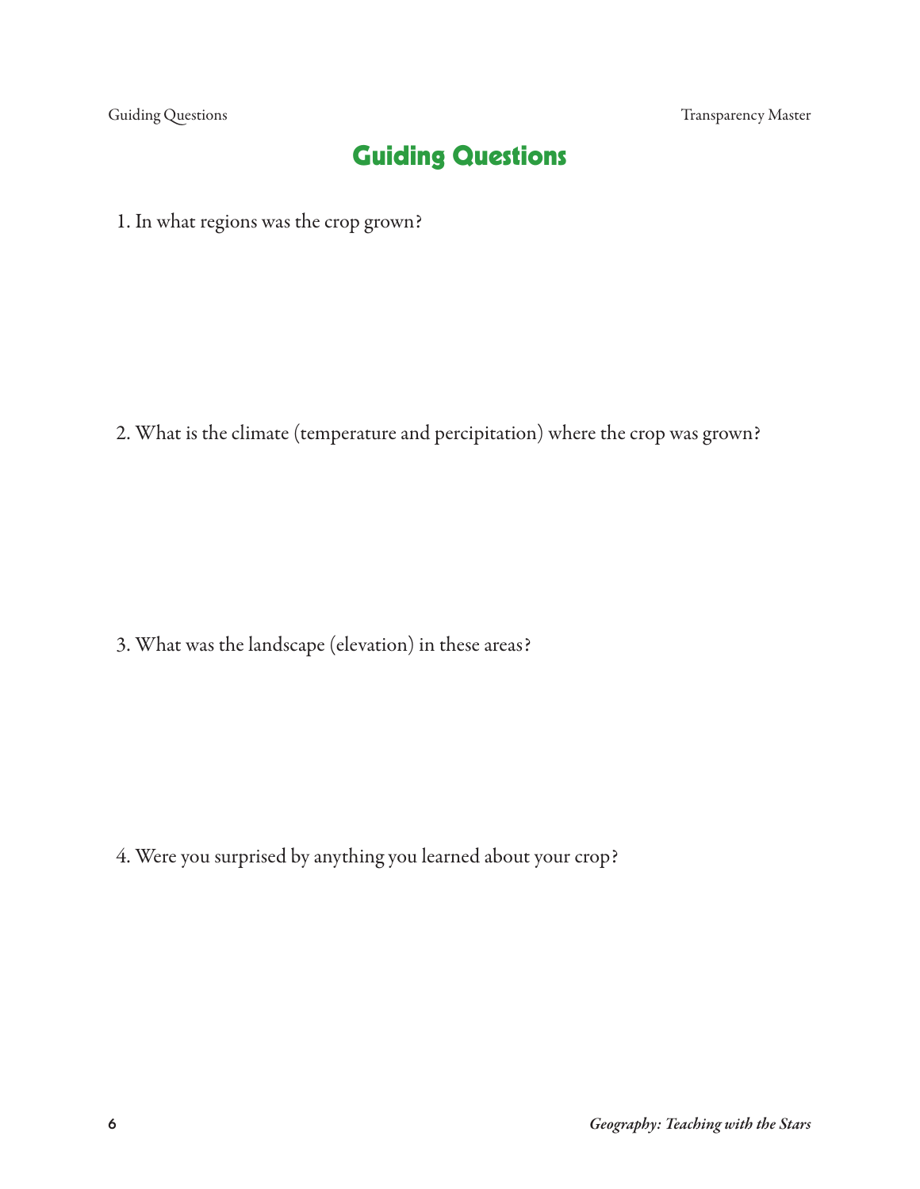# Guiding Questions

1. In what regions was the crop grown?

2. What is the climate (temperature and percipitation) where the crop was grown?

3. What was the landscape (elevation) in these areas?

4. Were you surprised by anything you learned about your crop?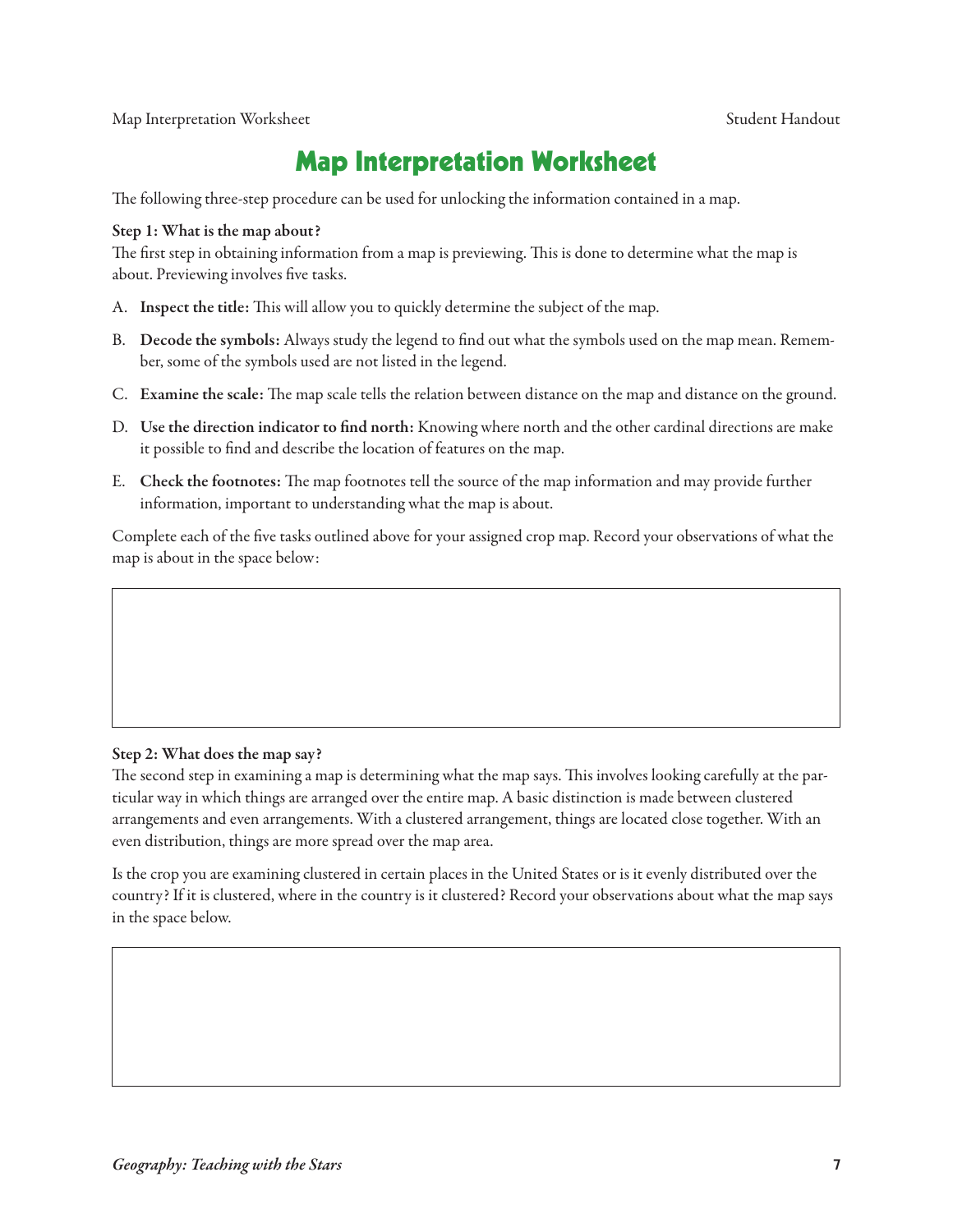# Map Interpretation Worksheet

The following three-step procedure can be used for unlocking the information contained in a map.

**Step 1: What is the map about?**

The first step in obtaining information from a map is previewing. This is done to determine what the map is about. Previewing involves five tasks.

A. **Inspect the title:** This will allow you to quickly determine the subject of the map.

B. **Decode the symbols:** Always study the legend to find out what the symbols used on the map mean. Remember, some of the symbols used are not listed in the legend.

C. **Examine the scale:** The map scale tells the relation between distance on the map and distance on the ground.

D. **Use the direction indicator to find north:** Knowing where north and the other cardinal directions are make it possible to find and describe the location of features on the map.

E. **Check the footnotes:** The map footnotes tell the source of the map information and may provide further information, important to understanding what the map is about.

Complete each of the five tasks outlined above for your assigned crop map. Record your observations of what the map is about in the space below:

**Step 2: What does the map say?**

The second step in examining a map is determining what the map says. This involves looking carefully at the particular way in which things are arranged over the entire map. A basic distinction is made between clustered arrangements and even arrangements. With a clustered arrangement, things are located close together. With an even distribution, things are more spread over the map area.

Is the crop you are examining clustered in certain places in the United States or is it evenly distributed over the country? If it is clustered, where in the country is it clustered? Record your observations about what the map says in the space below.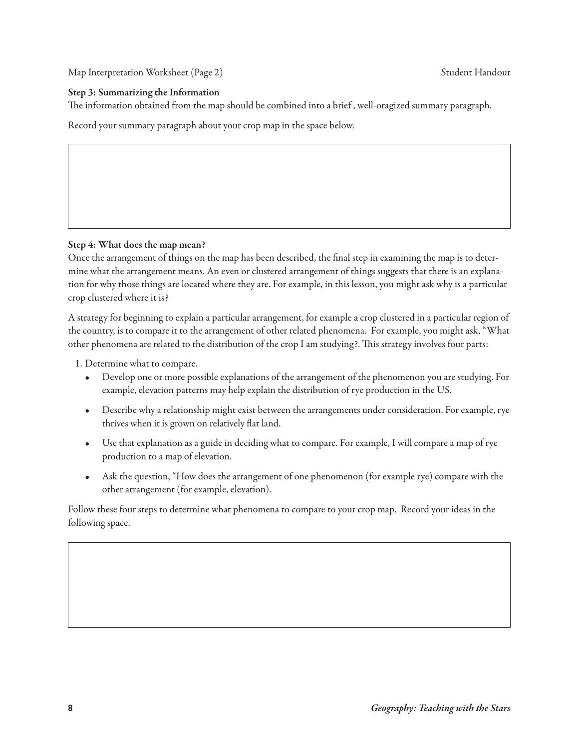Map Interpretation Worksheet (Page 2) Student Handout

**Step 3: Summarizing the Information**

The information obtained from the map should be combined into a brief , well-oragized summary paragraph.

Record your summary paragraph about your crop map in the space below.

**Step 4: What does the map mean?**

Once the arrangement of things on the map has been described, the final step in examining the map is to determine what the arrangement means. An even or clustered arrangement of things suggests that there is an explanation for why those things are located where they are. For example, in this lesson, you might ask why is a particular crop clustered where it is?

A strategy for beginning to explain a particular arrangement, for example a crop clustered in a particular region of the country, is to compare it to the arrangement of other related phenomena. For example, you might ask, "What other phenomena are related to the distribution of the crop I am studying?. This strategy involves four parts:

1. Determine what to compare.
   - Develop one or more possible explanations of the arrangement of the phenomenon you are studying. For example, elevation patterns may help explain the distribution of rye production in the US.
   - Describe why a relationship might exist between the arrangements under consideration. For example, rye thrives when it is grown on relatively flat land.
   - Use that explanation as a guide in deciding what to compare. For example, I will compare a map of rye production to a map of elevation.
   - Ask the question, "How does the arrangement of one phenomenon (for example rye) compare with the other arrangement (for example, elevation).

Follow these four steps to determine what phenomena to compare to your crop map. Record your ideas in the following space.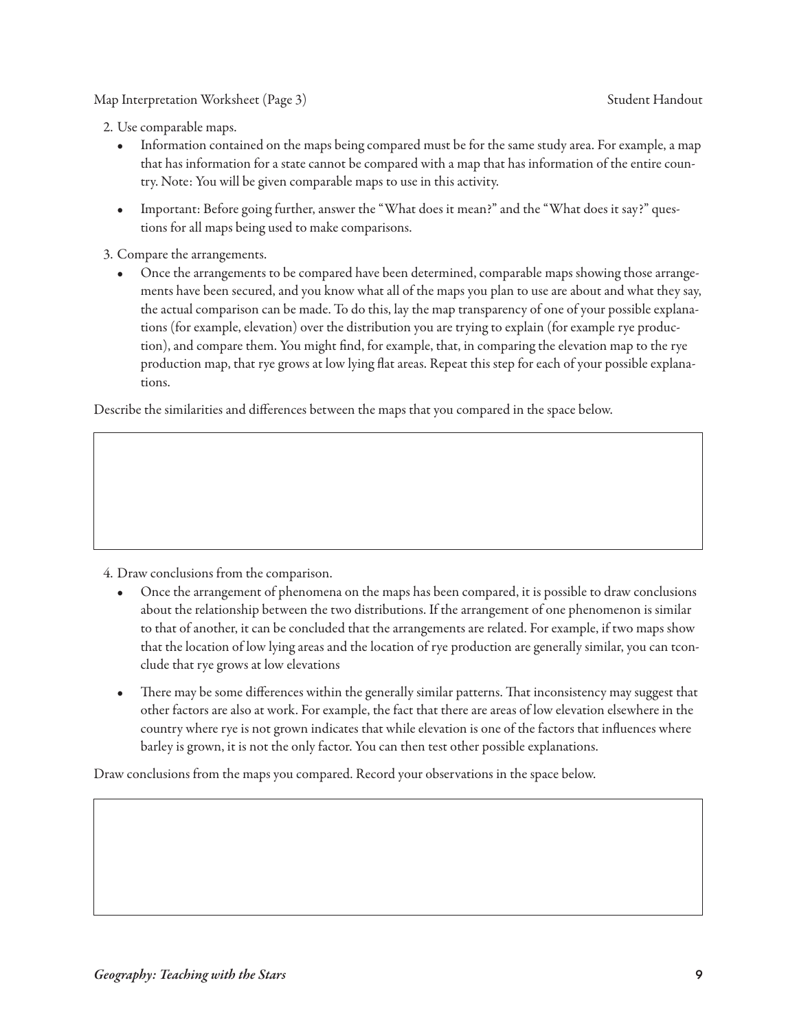2. Use comparable maps.
   - Information contained on the maps being compared must be for the same study area. For example, a map that has information for a state cannot be compared with a map that has information of the entire country. Note: You will be given comparable maps to use in this activity.
   - Important: Before going further, answer the "What does it mean?" and the "What does it say?" questions for all maps being used to make comparisons.
3. Compare the arrangements.
   - Once the arrangements to be compared have been determined, comparable maps showing those arrangements have been secured, and you know what all of the maps you plan to use are about and what they say, the actual comparison can be made. To do this, lay the map transparency of one of your possible explanations (for example, elevation) over the distribution you are trying to explain (for example rye production), and compare them. You might find, for example, that, in comparing the elevation map to the rye production map, that rye grows at low lying flat areas. Repeat this step for each of your possible explanations.

Describe the similarities and differences between the maps that you compared in the space below.

4. Draw conclusions from the comparison.
   - Once the arrangement of phenomena on the maps has been compared, it is possible to draw conclusions about the relationship between the two distributions. If the arrangement of one phenomenon is similar to that of another, it can be concluded that the arrangements are related. For example, if two maps show that the location of low lying areas and the location of rye production are generally similar, you can tconclude that rye grows at low elevations
   - There may be some differences within the generally similar patterns. That inconsistency may suggest that other factors are also at work. For example, the fact that there are areas of low elevation elsewhere in the country where rye is not grown indicates that while elevation is one of the factors that influences where barley is grown, it is not the only factor. You can then test other possible explanations.

Draw conclusions from the maps you compared. Record your observations in the space below.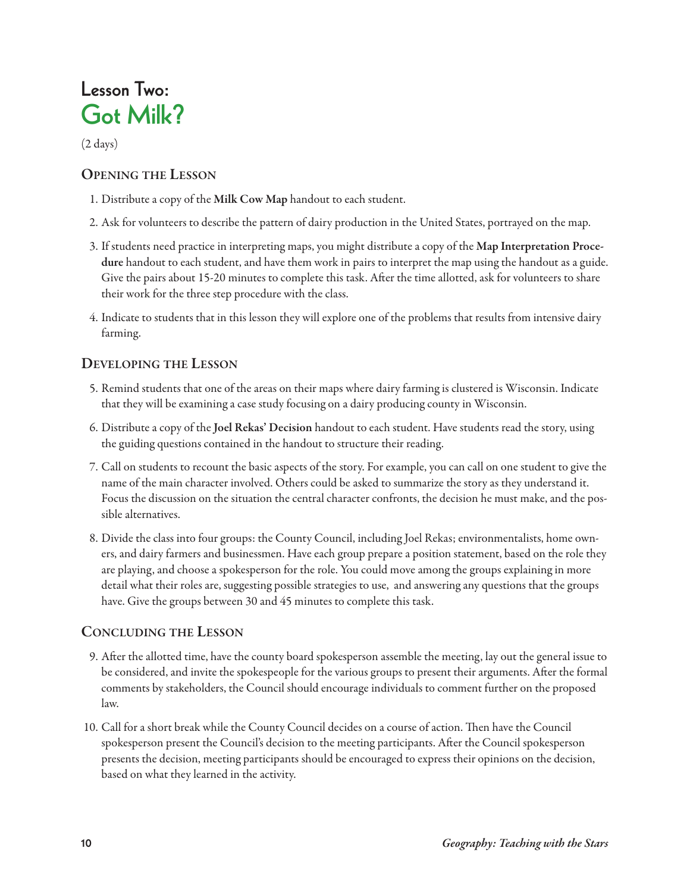# Lesson Two:
# Got Milk?

(2 days)

## Opening the Lesson

1. Distribute a copy of the **Milk Cow Map** handout to each student.
2. Ask for volunteers to describe the pattern of dairy production in the United States, portrayed on the map.
3. If students need practice in interpreting maps, you might distribute a copy of the **Map Interpretation Procedure** handout to each student, and have them work in pairs to interpret the map using the handout as a guide. Give the pairs about 15-20 minutes to complete this task. After the time allotted, ask for volunteers to share their work for the three step procedure with the class.
4. Indicate to students that in this lesson they will explore one of the problems that results from intensive dairy farming.

## Developing the Lesson

5. Remind students that one of the areas on their maps where dairy farming is clustered is Wisconsin. Indicate that they will be examining a case study focusing on a dairy producing county in Wisconsin.
6. Distribute a copy of the **Joel Rekas' Decision** handout to each student. Have students read the story, using the guiding questions contained in the handout to structure their reading.
7. Call on students to recount the basic aspects of the story. For example, you can call on one student to give the name of the main character involved. Others could be asked to summarize the story as they understand it. Focus the discussion on the situation the central character confronts, the decision he must make, and the possible alternatives.
8. Divide the class into four groups: the County Council, including Joel Rekas; environmentalists, home owners, and dairy farmers and businessmen. Have each group prepare a position statement, based on the role they are playing, and choose a spokesperson for the role. You could move among the groups explaining in more detail what their roles are, suggesting possible strategies to use, and answering any questions that the groups have. Give the groups between 30 and 45 minutes to complete this task.

## Concluding the Lesson

9. After the allotted time, have the county board spokesperson assemble the meeting, lay out the general issue to be considered, and invite the spokespeople for the various groups to present their arguments. After the formal comments by stakeholders, the Council should encourage individuals to comment further on the proposed law.
10. Call for a short break while the County Council decides on a course of action. Then have the Council spokesperson present the Council's decision to the meeting participants. After the Council spokesperson presents the decision, meeting participants should be encouraged to express their opinions on the decision, based on what they learned in the activity.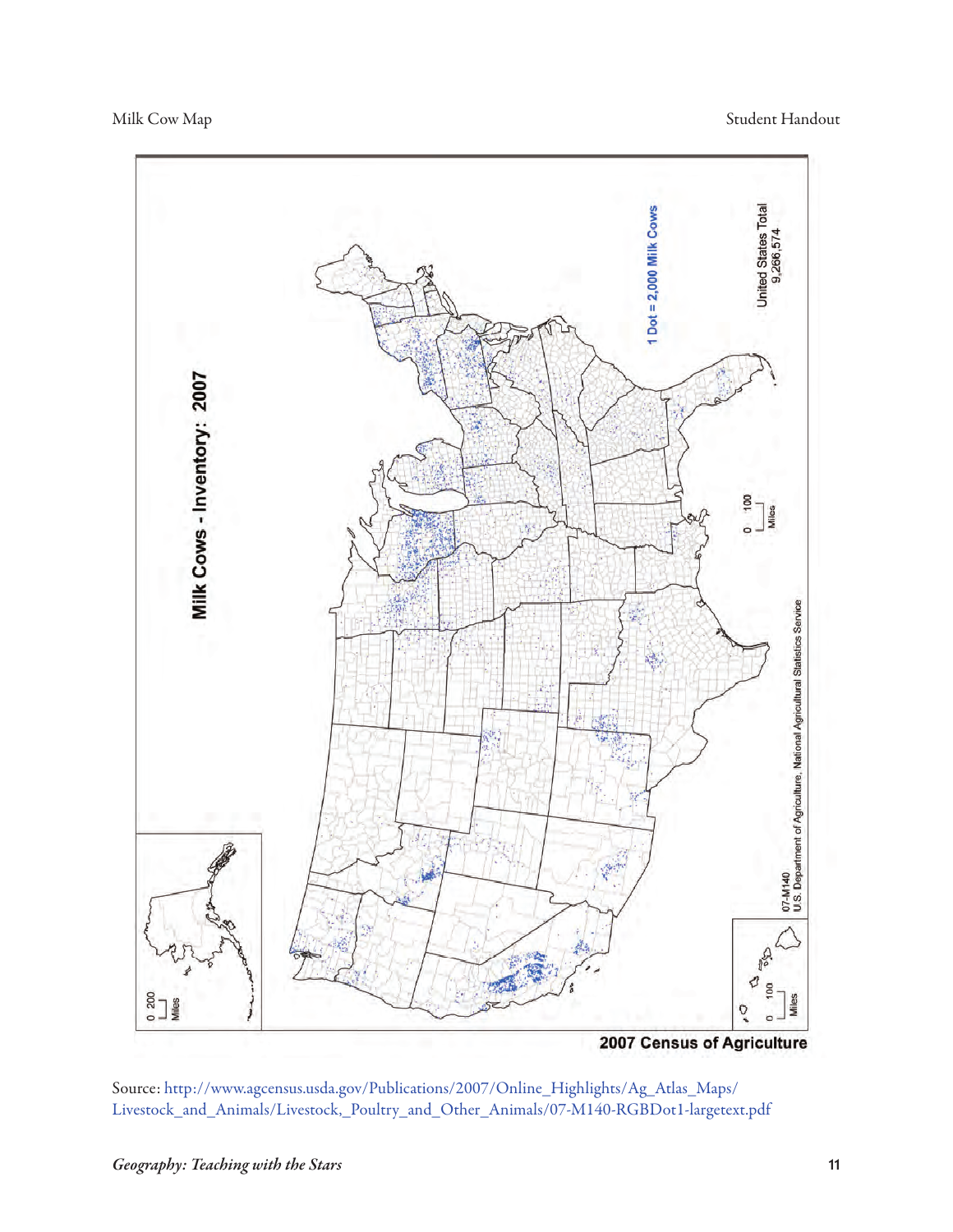# Milk Cows - Inventory: 2007

1 Dot = 2,000 Milk Cows

United States Total 9,266,574

0 100 Miles

0 200 Miles

0 100 Miles

07-M140
U.S. Department of Agriculture, National Agricultural Statistics Service

**2007 Census of Agriculture**

Source: http://www.agcensus.usda.gov/Publications/2007/Online_Highlights/Ag_Atlas_Maps/Livestock_and_Animals/Livestock,_Poultry_and_Other_Animals/07-M140-RGBDot1-largetext.pdf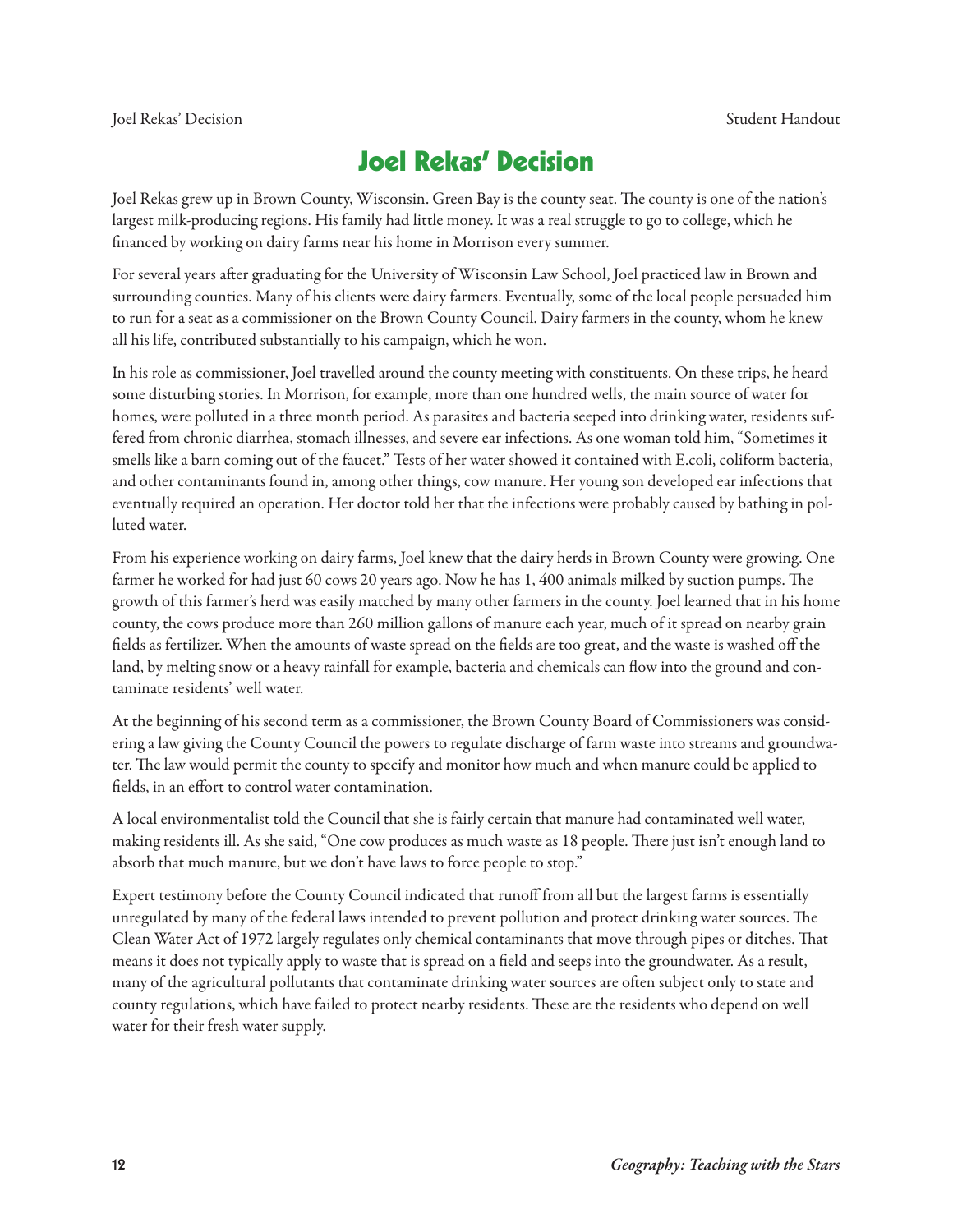# Joel Rekas' Decision

Joel Rekas grew up in Brown County, Wisconsin. Green Bay is the county seat. The county is one of the nation's largest milk-producing regions. His family had little money. It was a real struggle to go to college, which he financed by working on dairy farms near his home in Morrison every summer.

For several years after graduating for the University of Wisconsin Law School, Joel practiced law in Brown and surrounding counties. Many of his clients were dairy farmers. Eventually, some of the local people persuaded him to run for a seat as a commissioner on the Brown County Council. Dairy farmers in the county, whom he knew all his life, contributed substantially to his campaign, which he won.

In his role as commissioner, Joel travelled around the county meeting with constituents. On these trips, he heard some disturbing stories. In Morrison, for example, more than one hundred wells, the main source of water for homes, were polluted in a three month period. As parasites and bacteria seeped into drinking water, residents suffered from chronic diarrhea, stomach illnesses, and severe ear infections. As one woman told him, "Sometimes it smells like a barn coming out of the faucet." Tests of her water showed it contained with E.coli, coliform bacteria, and other contaminants found in, among other things, cow manure. Her young son developed ear infections that eventually required an operation. Her doctor told her that the infections were probably caused by bathing in polluted water.

From his experience working on dairy farms, Joel knew that the dairy herds in Brown County were growing. One farmer he worked for had just 60 cows 20 years ago. Now he has 1, 400 animals milked by suction pumps. The growth of this farmer's herd was easily matched by many other farmers in the county. Joel learned that in his home county, the cows produce more than 260 million gallons of manure each year, much of it spread on nearby grain fields as fertilizer. When the amounts of waste spread on the fields are too great, and the waste is washed off the land, by melting snow or a heavy rainfall for example, bacteria and chemicals can flow into the ground and contaminate residents' well water.

At the beginning of his second term as a commissioner, the Brown County Board of Commissioners was considering a law giving the County Council the powers to regulate discharge of farm waste into streams and groundwater. The law would permit the county to specify and monitor how much and when manure could be applied to fields, in an effort to control water contamination.

A local environmentalist told the Council that she is fairly certain that manure had contaminated well water, making residents ill. As she said, "One cow produces as much waste as 18 people. There just isn't enough land to absorb that much manure, but we don't have laws to force people to stop."

Expert testimony before the County Council indicated that runoff from all but the largest farms is essentially unregulated by many of the federal laws intended to prevent pollution and protect drinking water sources. The Clean Water Act of 1972 largely regulates only chemical contaminants that move through pipes or ditches. That means it does not typically apply to waste that is spread on a field and seeps into the groundwater. As a result, many of the agricultural pollutants that contaminate drinking water sources are often subject only to state and county regulations, which have failed to protect nearby residents. These are the residents who depend on well water for their fresh water supply.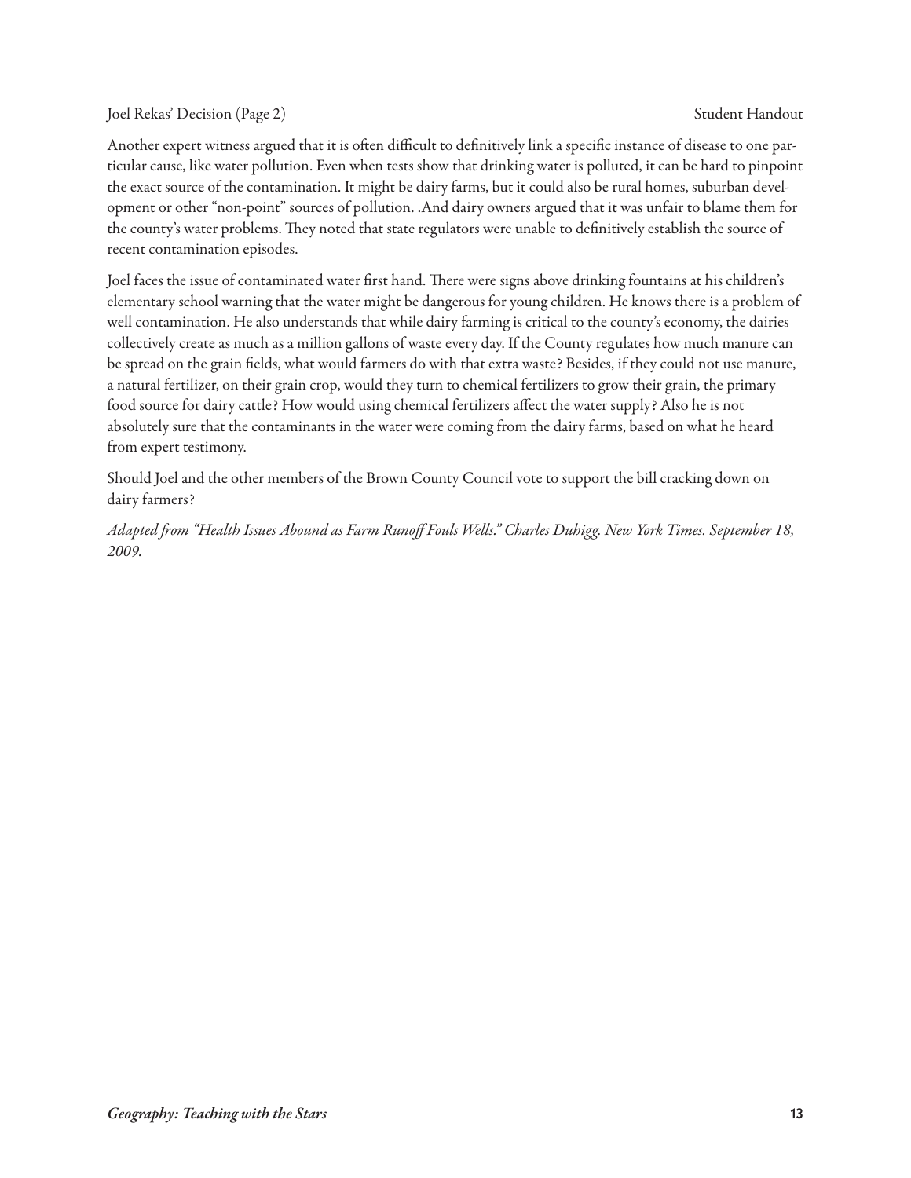Another expert witness argued that it is often difficult to definitively link a specific instance of disease to one particular cause, like water pollution. Even when tests show that drinking water is polluted, it can be hard to pinpoint the exact source of the contamination. It might be dairy farms, but it could also be rural homes, suburban development or other "non-point" sources of pollution. .And dairy owners argued that it was unfair to blame them for the county's water problems. They noted that state regulators were unable to definitively establish the source of recent contamination episodes.

Joel faces the issue of contaminated water first hand. There were signs above drinking fountains at his children's elementary school warning that the water might be dangerous for young children. He knows there is a problem of well contamination. He also understands that while dairy farming is critical to the county's economy, the dairies collectively create as much as a million gallons of waste every day. If the County regulates how much manure can be spread on the grain fields, what would farmers do with that extra waste? Besides, if they could not use manure, a natural fertilizer, on their grain crop, would they turn to chemical fertilizers to grow their grain, the primary food source for dairy cattle? How would using chemical fertilizers affect the water supply? Also he is not absolutely sure that the contaminants in the water were coming from the dairy farms, based on what he heard from expert testimony.

Should Joel and the other members of the Brown County Council vote to support the bill cracking down on dairy farmers?

*Adapted from "Health Issues Abound as Farm Runoff Fouls Wells." Charles Duhigg. New York Times. September 18, 2009.*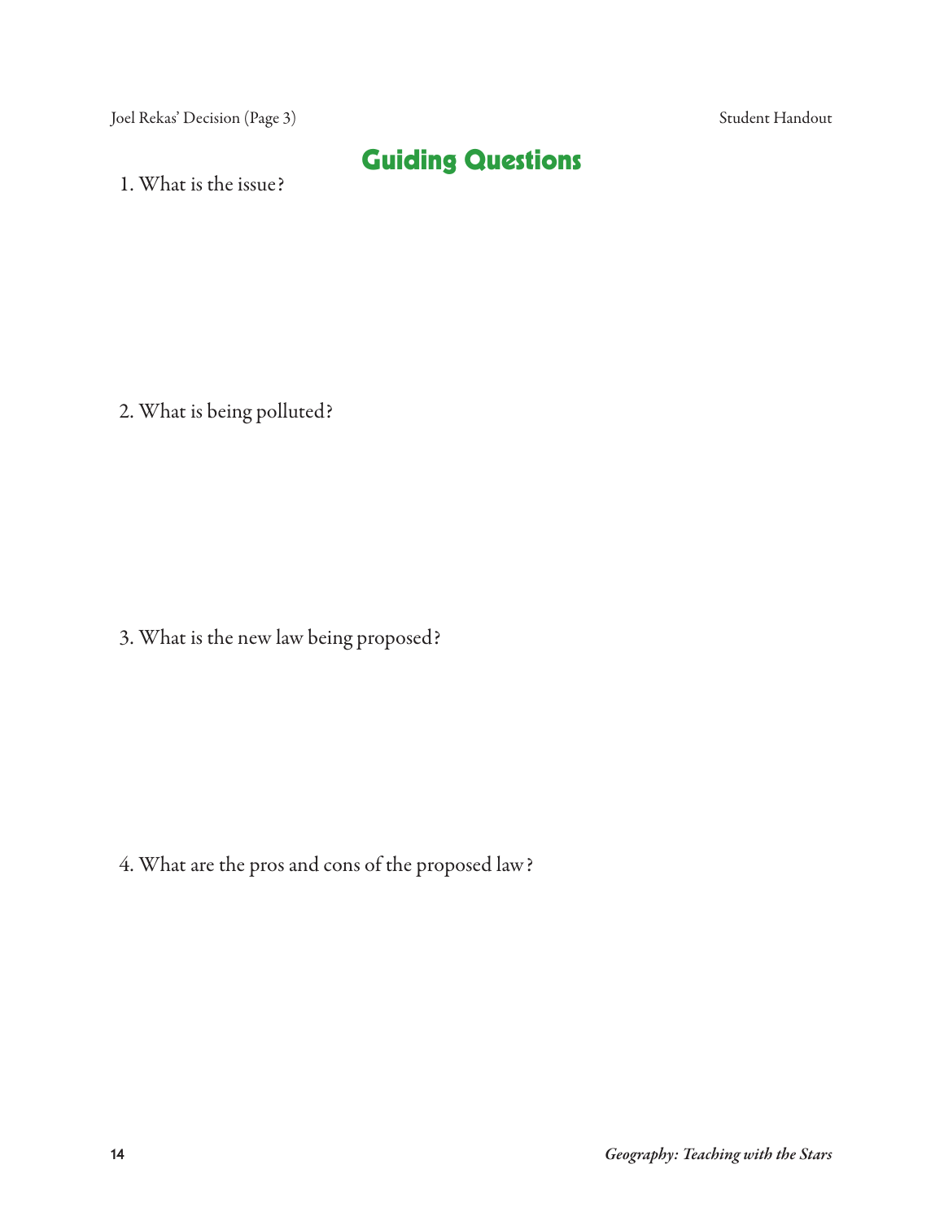## Guiding Questions

1. What is the issue?

2. What is being polluted?

3. What is the new law being proposed?

4. What are the pros and cons of the proposed law?